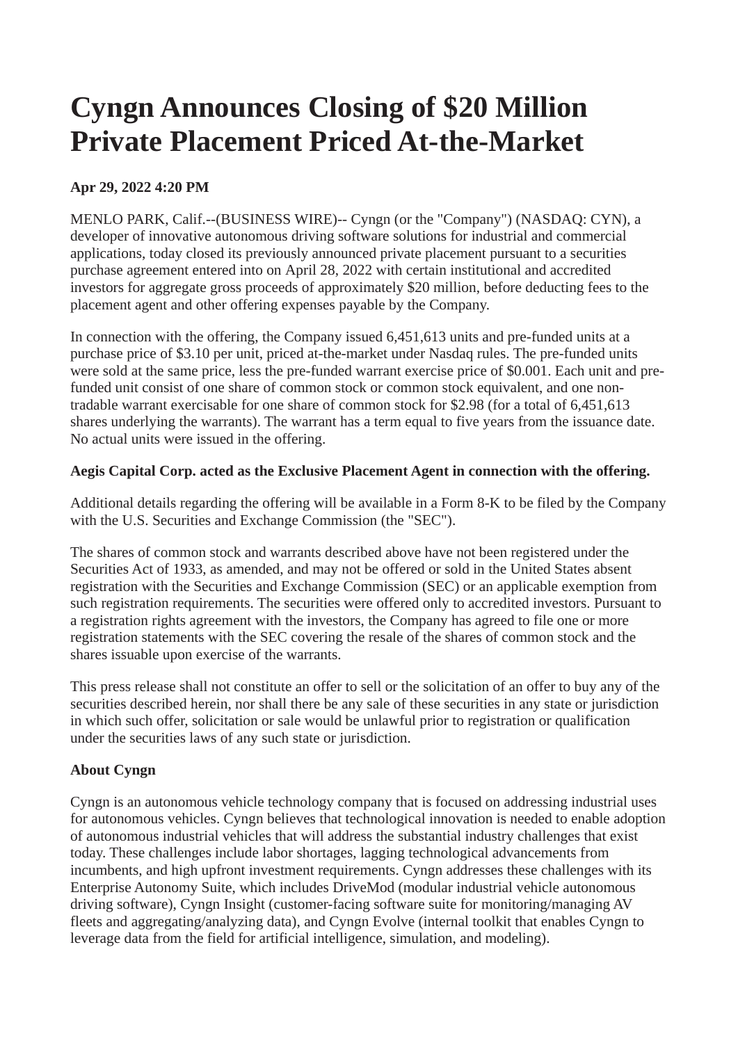# Cyngn Announces Closing of $20 Million Private Placement Priced At-the-Market

**Apr 29, 2022 4:20 PM**

MENLO PARK, Calif.--(BUSINESS WIRE)-- Cyngn (or the "Company") (NASDAQ: CYN), a developer of innovative autonomous driving software solutions for industrial and commercial applications, today closed its previously announced private placement pursuant to a securities purchase agreement entered into on April 28, 2022 with certain institutional and accredited investors for aggregate gross proceeds of approximately $20 million, before deducting fees to the placement agent and other offering expenses payable by the Company.

In connection with the offering, the Company issued 6,451,613 units and pre-funded units at a purchase price of $3.10 per unit, priced at-the-market under Nasdaq rules. The pre-funded units were sold at the same price, less the pre-funded warrant exercise price of $0.001. Each unit and pre-funded unit consist of one share of common stock or common stock equivalent, and one non-tradable warrant exercisable for one share of common stock for $2.98 (for a total of 6,451,613 shares underlying the warrants). The warrant has a term equal to five years from the issuance date. No actual units were issued in the offering.

**Aegis Capital Corp. acted as the Exclusive Placement Agent in connection with the offering.**

Additional details regarding the offering will be available in a Form 8-K to be filed by the Company with the U.S. Securities and Exchange Commission (the "SEC").

The shares of common stock and warrants described above have not been registered under the Securities Act of 1933, as amended, and may not be offered or sold in the United States absent registration with the Securities and Exchange Commission (SEC) or an applicable exemption from such registration requirements. The securities were offered only to accredited investors. Pursuant to a registration rights agreement with the investors, the Company has agreed to file one or more registration statements with the SEC covering the resale of the shares of common stock and the shares issuable upon exercise of the warrants.

This press release shall not constitute an offer to sell or the solicitation of an offer to buy any of the securities described herein, nor shall there be any sale of these securities in any state or jurisdiction in which such offer, solicitation or sale would be unlawful prior to registration or qualification under the securities laws of any such state or jurisdiction.

**About Cyngn**

Cyngn is an autonomous vehicle technology company that is focused on addressing industrial uses for autonomous vehicles. Cyngn believes that technological innovation is needed to enable adoption of autonomous industrial vehicles that will address the substantial industry challenges that exist today. These challenges include labor shortages, lagging technological advancements from incumbents, and high upfront investment requirements. Cyngn addresses these challenges with its Enterprise Autonomy Suite, which includes DriveMod (modular industrial vehicle autonomous driving software), Cyngn Insight (customer-facing software suite for monitoring/managing AV fleets and aggregating/analyzing data), and Cyngn Evolve (internal toolkit that enables Cyngn to leverage data from the field for artificial intelligence, simulation, and modeling).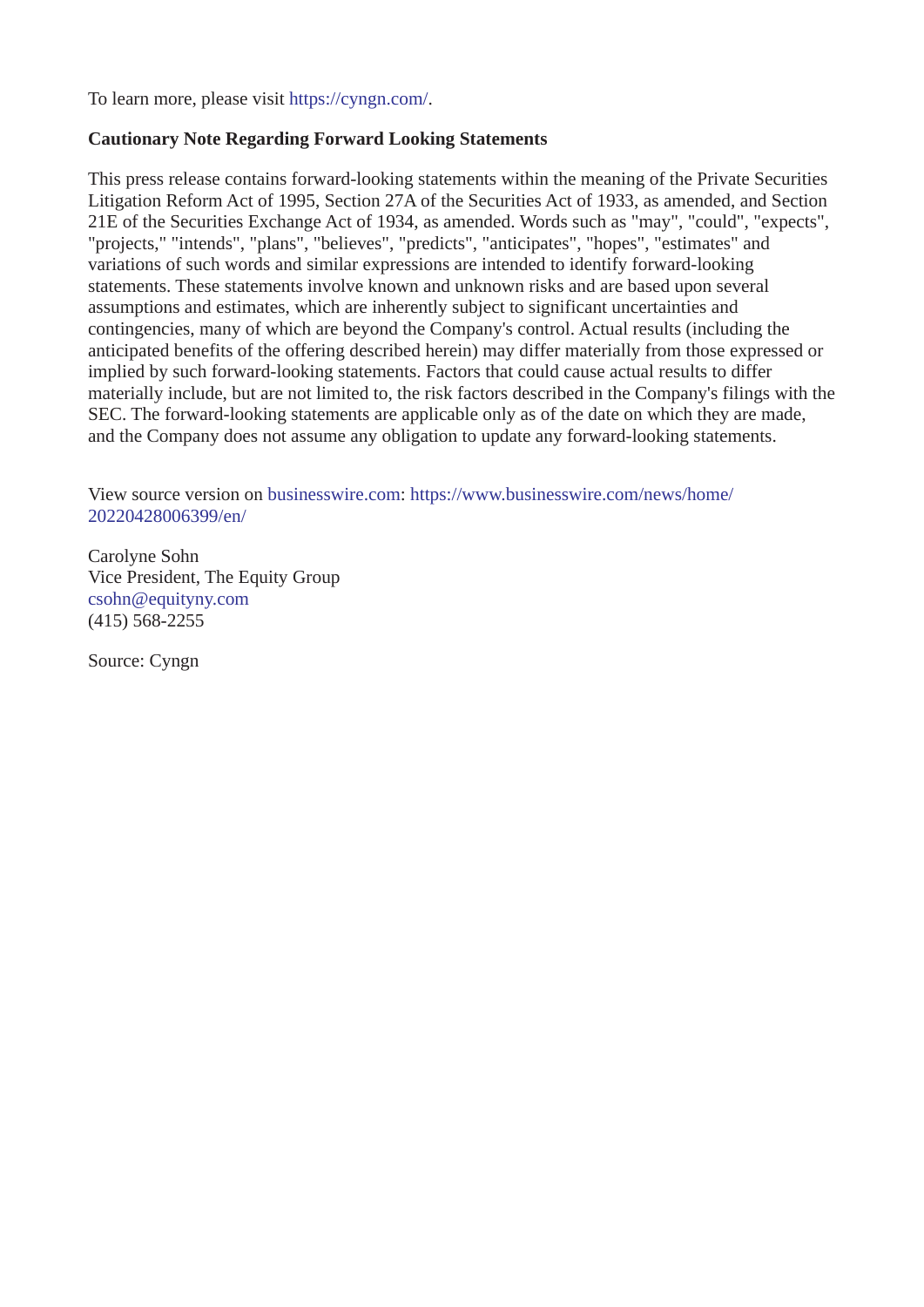To learn more, please visit https://cyngn.com/.

**Cautionary Note Regarding Forward Looking Statements**

This press release contains forward-looking statements within the meaning of the Private Securities Litigation Reform Act of 1995, Section 27A of the Securities Act of 1933, as amended, and Section 21E of the Securities Exchange Act of 1934, as amended. Words such as "may", "could", "expects", "projects," "intends", "plans", "believes", "predicts", "anticipates", "hopes", "estimates" and variations of such words and similar expressions are intended to identify forward-looking statements. These statements involve known and unknown risks and are based upon several assumptions and estimates, which are inherently subject to significant uncertainties and contingencies, many of which are beyond the Company's control. Actual results (including the anticipated benefits of the offering described herein) may differ materially from those expressed or implied by such forward-looking statements. Factors that could cause actual results to differ materially include, but are not limited to, the risk factors described in the Company's filings with the SEC. The forward-looking statements are applicable only as of the date on which they are made, and the Company does not assume any obligation to update any forward-looking statements.

View source version on businesswire.com: https://www.businesswire.com/news/home/20220428006399/en/

Carolyne Sohn
Vice President, The Equity Group
csohn@equityny.com
(415) 568-2255

Source: Cyngn